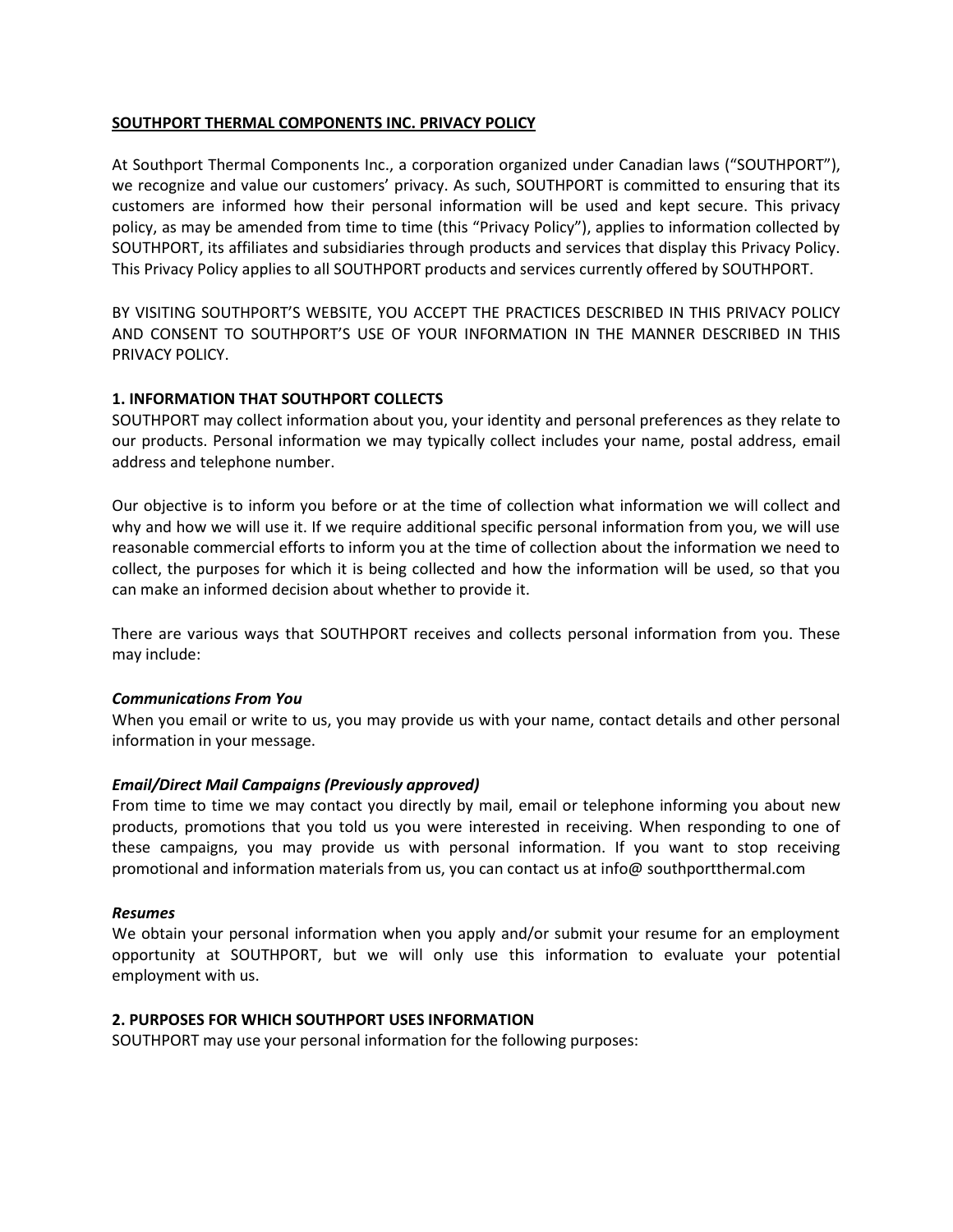# SOUTHPORT THERMAL COMPONENTS INC. PRIVACY POLICY

At Southport Thermal Components Inc., a corporation organized under Canadian laws ("SOUTHPORT"), we recognize and value our customers' privacy. As such, SOUTHPORT is committed to ensuring that its customers are informed how their personal information will be used and kept secure. This privacy policy, as may be amended from time to time (this "Privacy Policy"), applies to information collected by SOUTHPORT, its affiliates and subsidiaries through products and services that display this Privacy Policy. This Privacy Policy applies to all SOUTHPORT products and services currently offered by SOUTHPORT.

BY VISITING SOUTHPORT'S WEBSITE, YOU ACCEPT THE PRACTICES DESCRIBED IN THIS PRIVACY POLICY AND CONSENT TO SOUTHPORT'S USE OF YOUR INFORMATION IN THE MANNER DESCRIBED IN THIS PRIVACY POLICY.

## 1. INFORMATION THAT SOUTHPORT COLLECTS

SOUTHPORT may collect information about you, your identity and personal preferences as they relate to our products. Personal information we may typically collect includes your name, postal address, email address and telephone number.

Our objective is to inform you before or at the time of collection what information we will collect and why and how we will use it. If we require additional specific personal information from you, we will use reasonable commercial efforts to inform you at the time of collection about the information we need to collect, the purposes for which it is being collected and how the information will be used, so that you can make an informed decision about whether to provide it.

There are various ways that SOUTHPORT receives and collects personal information from you. These may include:

***Communications From You***

When you email or write to us, you may provide us with your name, contact details and other personal information in your message.

***Email/Direct Mail Campaigns (Previously approved)***

From time to time we may contact you directly by mail, email or telephone informing you about new products, promotions that you told us you were interested in receiving. When responding to one of these campaigns, you may provide us with personal information. If you want to stop receiving promotional and information materials from us, you can contact us at info@ southportthermal.com

***Resumes***

We obtain your personal information when you apply and/or submit your resume for an employment opportunity at SOUTHPORT, but we will only use this information to evaluate your potential employment with us.

## 2. PURPOSES FOR WHICH SOUTHPORT USES INFORMATION

SOUTHPORT may use your personal information for the following purposes: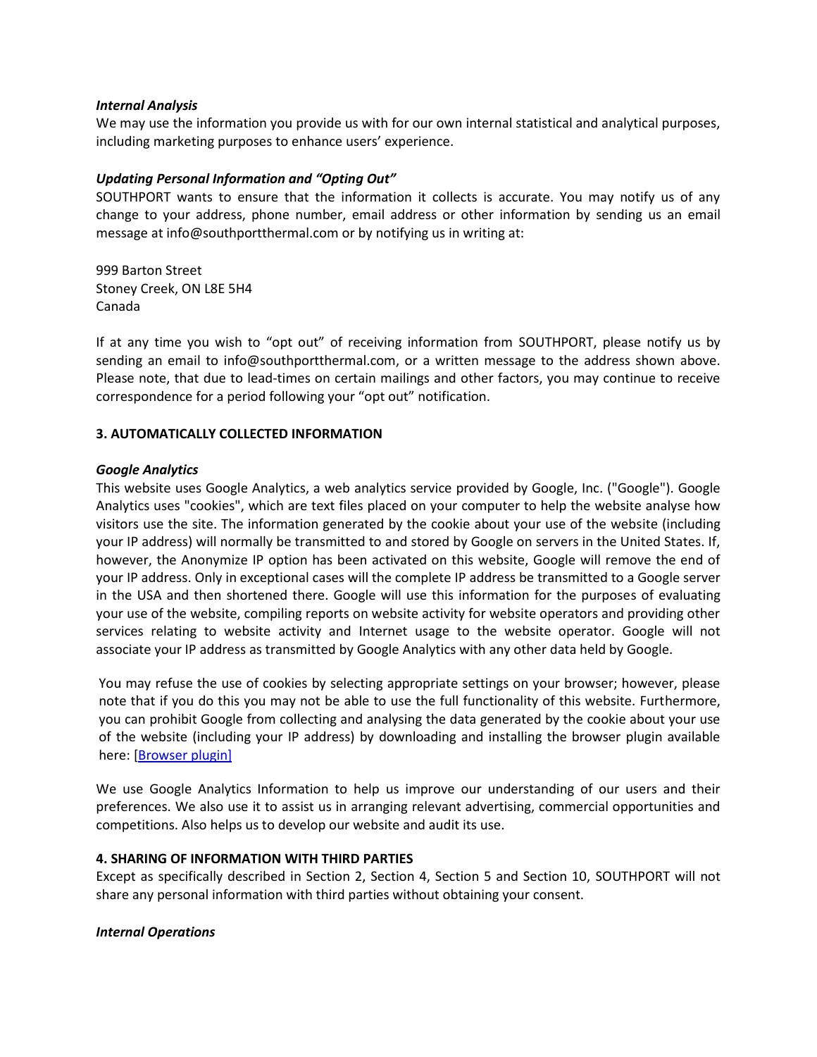***Internal Analysis***

We may use the information you provide us with for our own internal statistical and analytical purposes, including marketing purposes to enhance users' experience.

***Updating Personal Information and "Opting Out"***

SOUTHPORT wants to ensure that the information it collects is accurate. You may notify us of any change to your address, phone number, email address or other information by sending us an email message at info@southportthermal.com or by notifying us in writing at:

999 Barton Street
Stoney Creek, ON L8E 5H4
Canada

If at any time you wish to "opt out" of receiving information from SOUTHPORT, please notify us by sending an email to info@southportthermal.com, or a written message to the address shown above. Please note, that due to lead-times on certain mailings and other factors, you may continue to receive correspondence for a period following your "opt out" notification.

## 3. AUTOMATICALLY COLLECTED INFORMATION

***Google Analytics***

This website uses Google Analytics, a web analytics service provided by Google, Inc. ("Google"). Google Analytics uses "cookies", which are text files placed on your computer to help the website analyse how visitors use the site. The information generated by the cookie about your use of the website (including your IP address) will normally be transmitted to and stored by Google on servers in the United States. If, however, the Anonymize IP option has been activated on this website, Google will remove the end of your IP address. Only in exceptional cases will the complete IP address be transmitted to a Google server in the USA and then shortened there. Google will use this information for the purposes of evaluating your use of the website, compiling reports on website activity for website operators and providing other services relating to website activity and Internet usage to the website operator. Google will not associate your IP address as transmitted by Google Analytics with any other data held by Google.

You may refuse the use of cookies by selecting appropriate settings on your browser; however, please note that if you do this you may not be able to use the full functionality of this website. Furthermore, you can prohibit Google from collecting and analysing the data generated by the cookie about your use of the website (including your IP address) by downloading and installing the browser plugin available here: [Browser plugin]

We use Google Analytics Information to help us improve our understanding of our users and their preferences. We also use it to assist us in arranging relevant advertising, commercial opportunities and competitions. Also helps us to develop our website and audit its use.

## 4. SHARING OF INFORMATION WITH THIRD PARTIES

Except as specifically described in Section 2, Section 4, Section 5 and Section 10, SOUTHPORT will not share any personal information with third parties without obtaining your consent.

***Internal Operations***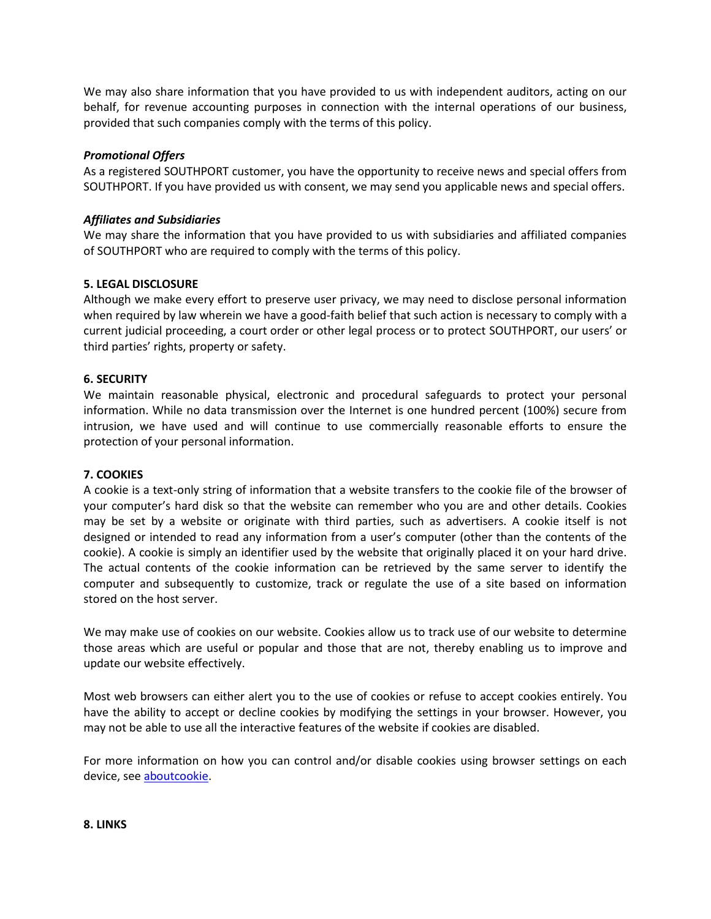We may also share information that you have provided to us with independent auditors, acting on our behalf, for revenue accounting purposes in connection with the internal operations of our business, provided that such companies comply with the terms of this policy.

***Promotional Offers***
As a registered SOUTHPORT customer, you have the opportunity to receive news and special offers from SOUTHPORT. If you have provided us with consent, we may send you applicable news and special offers.

***Affiliates and Subsidiaries***
We may share the information that you have provided to us with subsidiaries and affiliated companies of SOUTHPORT who are required to comply with the terms of this policy.

**5. LEGAL DISCLOSURE**
Although we make every effort to preserve user privacy, we may need to disclose personal information when required by law wherein we have a good-faith belief that such action is necessary to comply with a current judicial proceeding, a court order or other legal process or to protect SOUTHPORT, our users' or third parties' rights, property or safety.

**6. SECURITY**
We maintain reasonable physical, electronic and procedural safeguards to protect your personal information. While no data transmission over the Internet is one hundred percent (100%) secure from intrusion, we have used and will continue to use commercially reasonable efforts to ensure the protection of your personal information.

**7. COOKIES**
A cookie is a text-only string of information that a website transfers to the cookie file of the browser of your computer's hard disk so that the website can remember who you are and other details. Cookies may be set by a website or originate with third parties, such as advertisers. A cookie itself is not designed or intended to read any information from a user's computer (other than the contents of the cookie). A cookie is simply an identifier used by the website that originally placed it on your hard drive. The actual contents of the cookie information can be retrieved by the same server to identify the computer and subsequently to customize, track or regulate the use of a site based on information stored on the host server.

We may make use of cookies on our website. Cookies allow us to track use of our website to determine those areas which are useful or popular and those that are not, thereby enabling us to improve and update our website effectively.

Most web browsers can either alert you to the use of cookies or refuse to accept cookies entirely. You have the ability to accept or decline cookies by modifying the settings in your browser. However, you may not be able to use all the interactive features of the website if cookies are disabled.

For more information on how you can control and/or disable cookies using browser settings on each device, see aboutcookie.

**8. LINKS**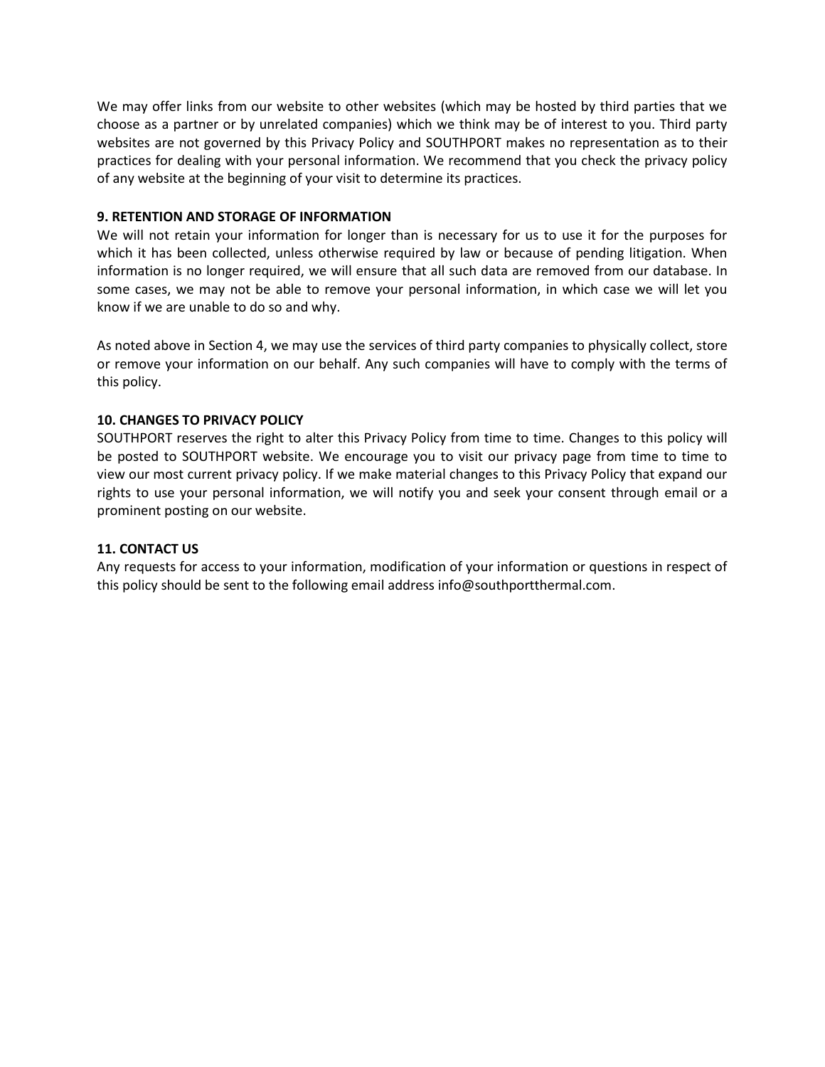We may offer links from our website to other websites (which may be hosted by third parties that we choose as a partner or by unrelated companies) which we think may be of interest to you. Third party websites are not governed by this Privacy Policy and SOUTHPORT makes no representation as to their practices for dealing with your personal information. We recommend that you check the privacy policy of any website at the beginning of your visit to determine its practices.

**9. RETENTION AND STORAGE OF INFORMATION**

We will not retain your information for longer than is necessary for us to use it for the purposes for which it has been collected, unless otherwise required by law or because of pending litigation. When information is no longer required, we will ensure that all such data are removed from our database. In some cases, we may not be able to remove your personal information, in which case we will let you know if we are unable to do so and why.

As noted above in Section 4, we may use the services of third party companies to physically collect, store or remove your information on our behalf. Any such companies will have to comply with the terms of this policy.

**10. CHANGES TO PRIVACY POLICY**

SOUTHPORT reserves the right to alter this Privacy Policy from time to time. Changes to this policy will be posted to SOUTHPORT website. We encourage you to visit our privacy page from time to time to view our most current privacy policy. If we make material changes to this Privacy Policy that expand our rights to use your personal information, we will notify you and seek your consent through email or a prominent posting on our website.

**11. CONTACT US**

Any requests for access to your information, modification of your information or questions in respect of this policy should be sent to the following email address info@southportthermal.com.